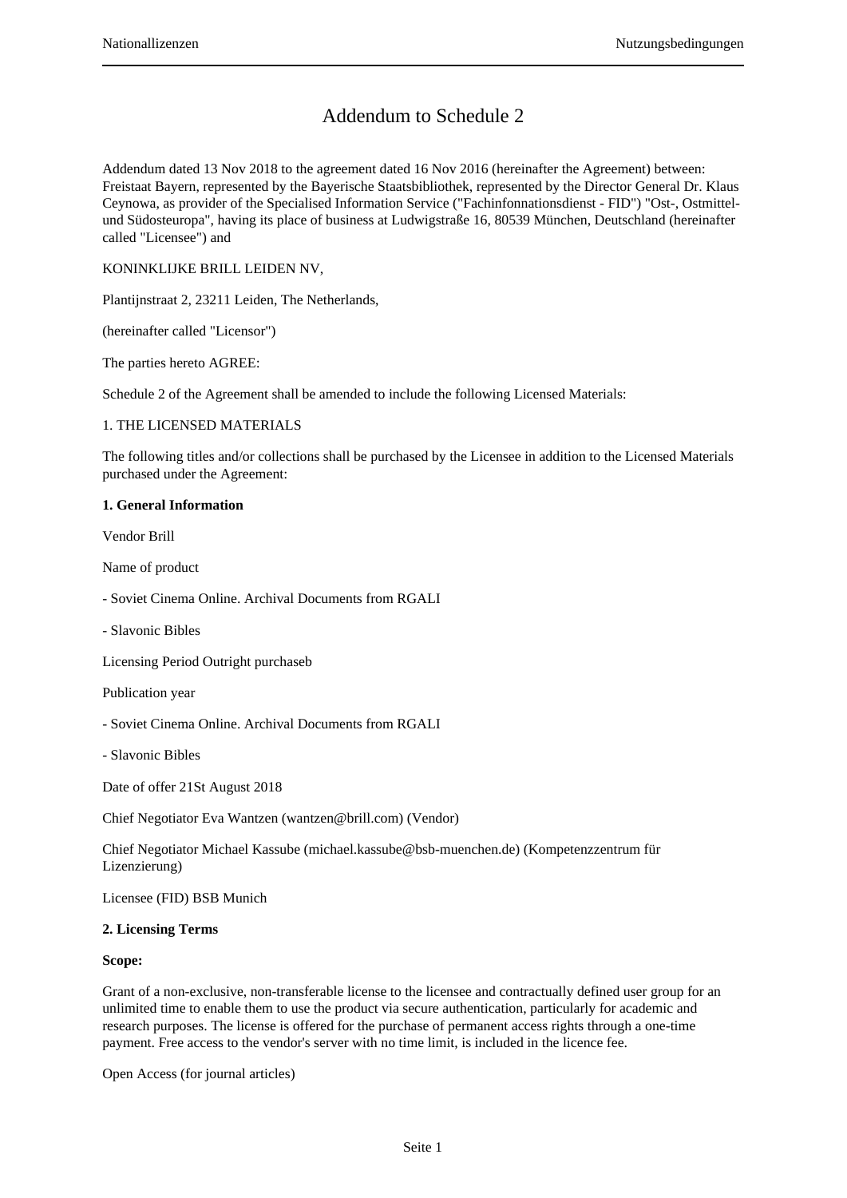# Addendum to Schedule 2

Addendum dated 13 Nov 2018 to the agreement dated 16 Nov 2016 (hereinafter the Agreement) between: Freistaat Bayern, represented by the Bayerische Staatsbibliothek, represented by the Director General Dr. Klaus Ceynowa, as provider of the Specialised Information Service ("Fachinfonnationsdienst - FID") "Ost-, Ostmittel- und Südosteuropa", having its place of business at Ludwigstraße 16, 80539 München, Deutschland (hereinafter called "Licensee") and

KONINKLIJKE BRILL LEIDEN NV,

Plantijnstraat 2, 23211 Leiden, The Netherlands,

(hereinafter called "Licensor")

The parties hereto AGREE:

Schedule 2 of the Agreement shall be amended to include the following Licensed Materials:

1. THE LICENSED MATERIALS

The following titles and/or collections shall be purchased by the Licensee in addition to the Licensed Materials purchased under the Agreement:

**1. General Information**

Vendor Brill

Name of product

- Soviet Cinema Online. Archival Documents from RGALI

- Slavonic Bibles

Licensing Period Outright purchaseb

Publication year

- Soviet Cinema Online. Archival Documents from RGALI

- Slavonic Bibles

Date of offer 21St August 2018

Chief Negotiator Eva Wantzen (wantzen@brill.com) (Vendor)

Chief Negotiator Michael Kassube (michael.kassube@bsb-muenchen.de) (Kompetenzzentrum für Lizenzierung)

Licensee (FID) BSB Munich

**2. Licensing Terms**

**Scope:**

Grant of a non-exclusive, non-transferable license to the licensee and contractually defined user group for an unlimited time to enable them to use the product via secure authentication, particularly for academic and research purposes. The license is offered for the purchase of permanent access rights through a one-time payment. Free access to the vendor's server with no time limit, is included in the licence fee.

Open Access (for journal articles)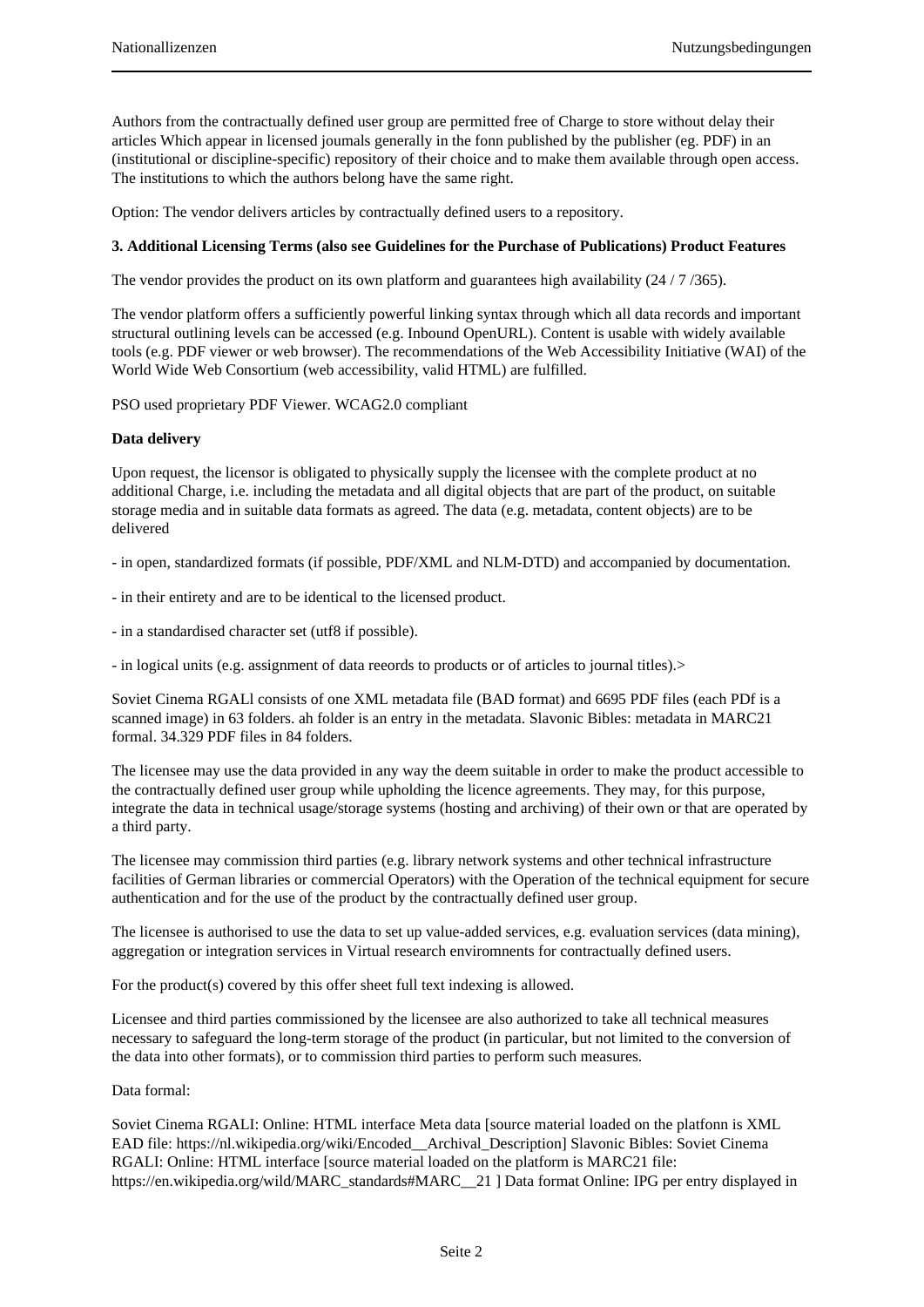Authors from the contractually defined user group are permitted free of Charge to store without delay their articles Which appear in licensed joumals generally in the fonn published by the publisher (eg. PDF) in an (institutional or discipline-specific) repository of their choice and to make them available through open access. The institutions to which the authors belong have the same right.

Option: The vendor delivers articles by contractually defined users to a repository.

**3. Additional Licensing Terms (also see Guidelines for the Purchase of Publications) Product Features**

The vendor provides the product on its own platform and guarantees high availability (24 / 7 /365).

The vendor platform offers a sufficiently powerful linking syntax through which all data records and important structural outlining levels can be accessed (e.g. Inbound OpenURL). Content is usable with widely available tools (e.g. PDF viewer or web browser). The recommendations of the Web Accessibility Initiative (WAI) of the World Wide Web Consortium (web accessibility, valid HTML) are fulfilled.

PSO used proprietary PDF Viewer. WCAG2.0 compliant

**Data delivery**

Upon request, the licensor is obligated to physically supply the licensee with the complete product at no additional Charge, i.e. including the metadata and all digital objects that are part of the product, on suitable storage media and in suitable data formats as agreed. The data (e.g. metadata, content objects) are to be delivered

- in open, standardized formats (if possible, PDF/XML and NLM-DTD) and accompanied by documentation.

- in their entirety and are to be identical to the licensed product.

- in a standardised character set (utf8 if possible).

- in logical units (e.g. assignment of data reeords to products or of articles to journal titles).>

Soviet Cinema RGALl consists of one XML metadata file (BAD format) and 6695 PDF files (each PDf is a scanned image) in 63 folders. ah folder is an entry in the metadata. Slavonic Bibles: metadata in MARC21 formal. 34.329 PDF files in 84 folders.

The licensee may use the data provided in any way the deem suitable in order to make the product accessible to the contractually defined user group while upholding the licence agreements. They may, for this purpose, integrate the data in technical usage/storage systems (hosting and archiving) of their own or that are operated by a third party.

The licensee may commission third parties (e.g. library network systems and other technical infrastructure facilities of German libraries or commercial Operators) with the Operation of the technical equipment for secure authentication and for the use of the product by the contractually defined user group.

The licensee is authorised to use the data to set up value-added services, e.g. evaluation services (data mining), aggregation or integration services in Virtual research enviromnents for contractually defined users.

For the product(s) covered by this offer sheet full text indexing is allowed.

Licensee and third parties commissioned by the licensee are also authorized to take all technical measures necessary to safeguard the long-term storage of the product (in particular, but not limited to the conversion of the data into other formats), or to commission third parties to perform such measures.

Data formal:

Soviet Cinema RGALI: Online: HTML interface Meta data [source material loaded on the platfonn is XML EAD file: https://nl.wikipedia.org/wiki/Encoded__Archival_Description] Slavonic Bibles: Soviet Cinema RGALI: Online: HTML interface [source material loaded on the platform is MARC21 file: https://en.wikipedia.org/wild/MARC_standards#MARC__21 ] Data format Online: IPG per entry displayed in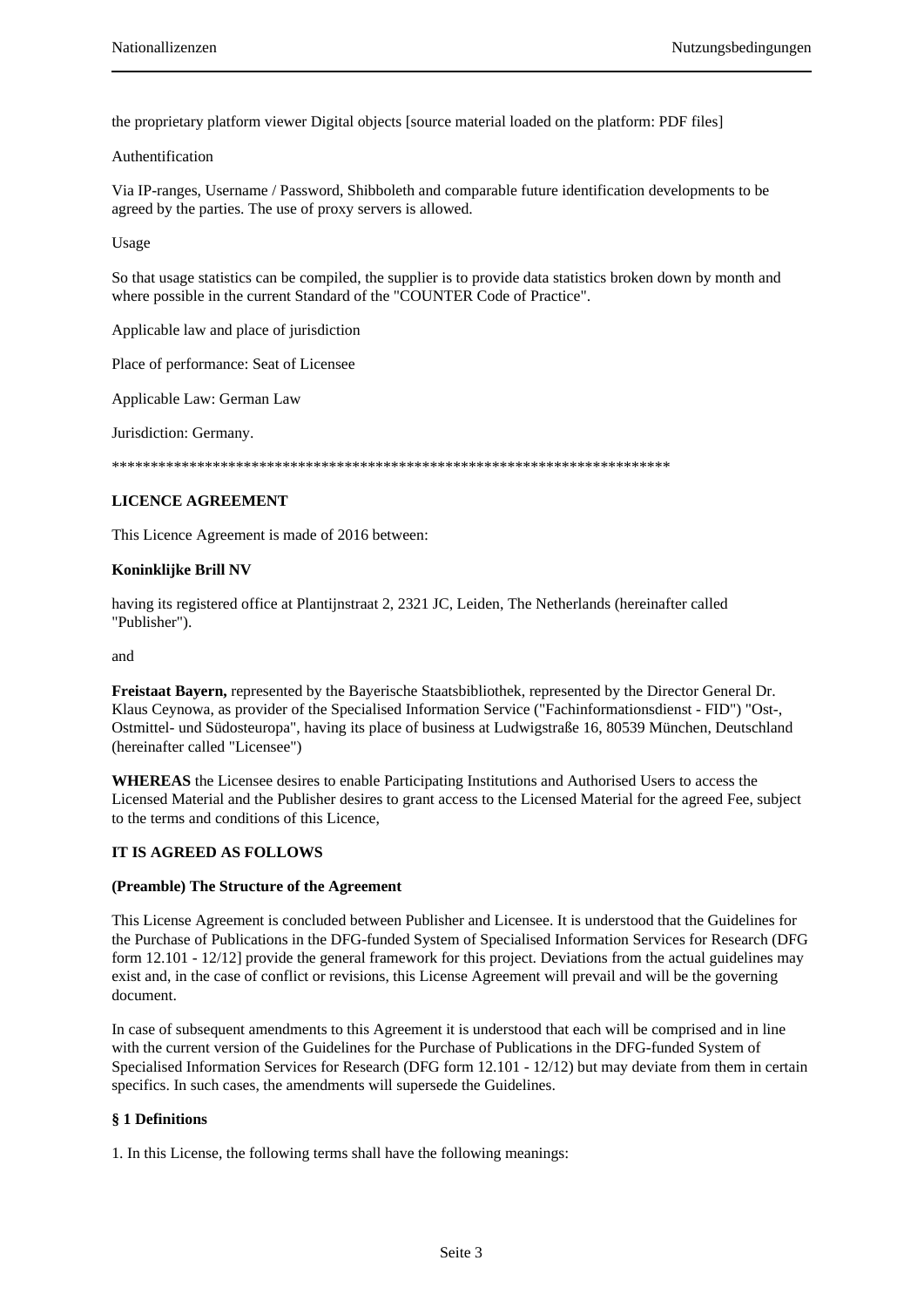the proprietary platform viewer Digital objects [source material loaded on the platform: PDF files]

Authentification

Via IP-ranges, Username / Password, Shibboleth and comparable future identification developments to be agreed by the parties. The use of proxy servers is allowed.

Usage

So that usage statistics can be compiled, the supplier is to provide data statistics broken down by month and where possible in the current Standard of the "COUNTER Code of Practice".

Applicable law and place of jurisdiction

Place of performance: Seat of Licensee

Applicable Law: German Law

Jurisdiction: Germany.

**************************************************************************

**LICENCE AGREEMENT**

This Licence Agreement is made of 2016 between:

**Koninklijke Brill NV**

having its registered office at Plantijnstraat 2, 2321 JC, Leiden, The Netherlands (hereinafter called "Publisher").

and

**Freistaat Bayern,** represented by the Bayerische Staatsbibliothek, represented by the Director General Dr. Klaus Ceynowa, as provider of the Specialised Information Service ("Fachinformationsdienst - FID") "Ost-, Ostmittel- und Südosteuropa", having its place of business at Ludwigstraße 16, 80539 München, Deutschland (hereinafter called "Licensee")

**WHEREAS** the Licensee desires to enable Participating Institutions and Authorised Users to access the Licensed Material and the Publisher desires to grant access to the Licensed Material for the agreed Fee, subject to the terms and conditions of this Licence,

**IT IS AGREED AS FOLLOWS**

**(Preamble) The Structure of the Agreement**

This License Agreement is concluded between Publisher and Licensee. It is understood that the Guidelines for the Purchase of Publications in the DFG-funded System of Specialised Information Services for Research (DFG form 12.101 - 12/12] provide the general framework for this project. Deviations from the actual guidelines may exist and, in the case of conflict or revisions, this License Agreement will prevail and will be the governing document.

In case of subsequent amendments to this Agreement it is understood that each will be comprised and in line with the current version of the Guidelines for the Purchase of Publications in the DFG-funded System of Specialised Information Services for Research (DFG form 12.101 - 12/12) but may deviate from them in certain specifics. In such cases, the amendments will supersede the Guidelines.

**§ 1 Definitions**

1. In this License, the following terms shall have the following meanings: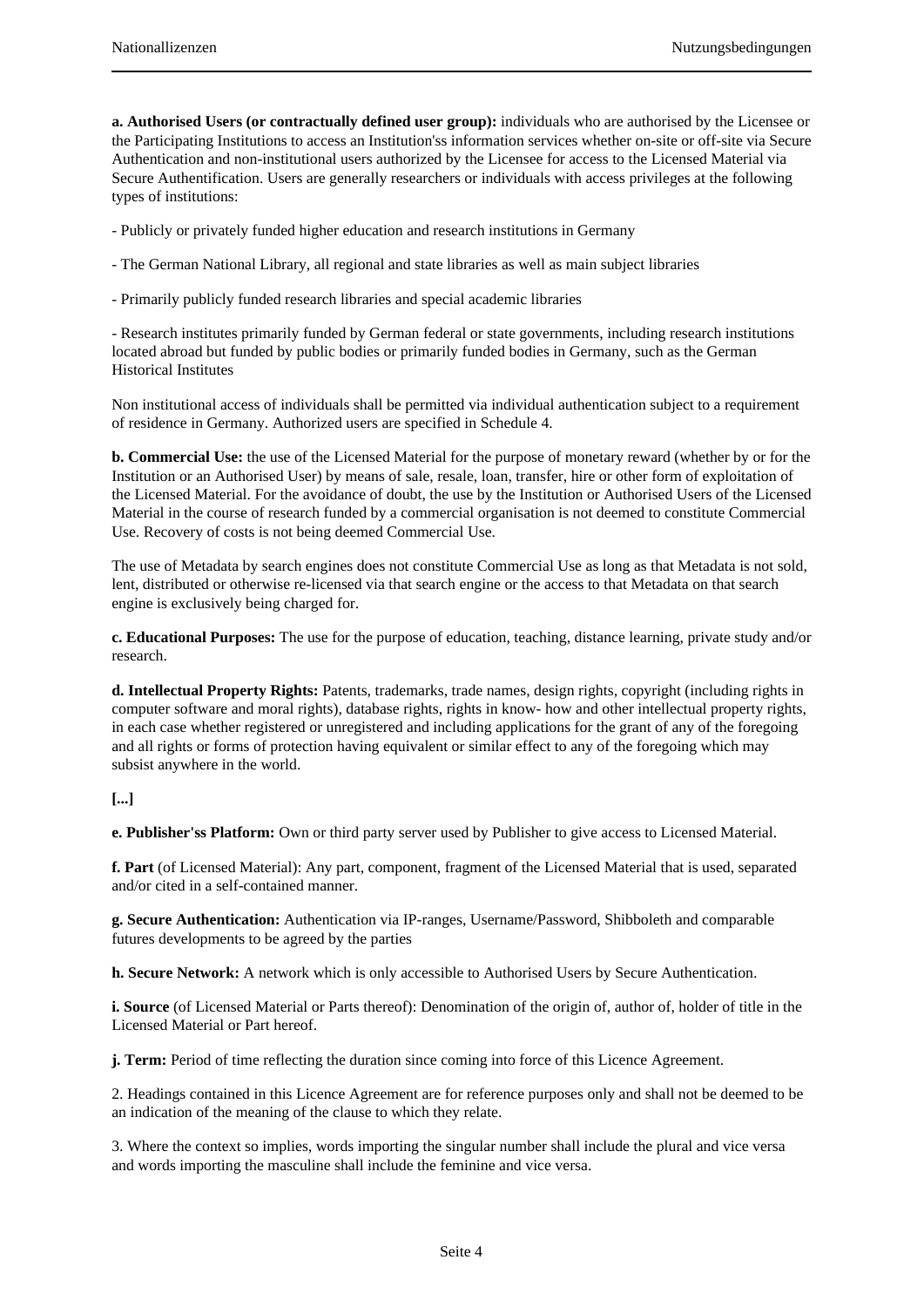**a. Authorised Users (or contractually defined user group):** individuals who are authorised by the Licensee or the Participating Institutions to access an Institution'ss information services whether on-site or off-site via Secure Authentication and non-institutional users authorized by the Licensee for access to the Licensed Material via Secure Authentification. Users are generally researchers or individuals with access privileges at the following types of institutions:

- Publicly or privately funded higher education and research institutions in Germany

- The German National Library, all regional and state libraries as well as main subject libraries

- Primarily publicly funded research libraries and special academic libraries

- Research institutes primarily funded by German federal or state governments, including research institutions located abroad but funded by public bodies or primarily funded bodies in Germany, such as the German Historical Institutes

Non institutional access of individuals shall be permitted via individual authentication subject to a requirement of residence in Germany. Authorized users are specified in Schedule 4.

**b. Commercial Use:** the use of the Licensed Material for the purpose of monetary reward (whether by or for the Institution or an Authorised User) by means of sale, resale, loan, transfer, hire or other form of exploitation of the Licensed Material. For the avoidance of doubt, the use by the Institution or Authorised Users of the Licensed Material in the course of research funded by a commercial organisation is not deemed to constitute Commercial Use. Recovery of costs is not being deemed Commercial Use.

The use of Metadata by search engines does not constitute Commercial Use as long as that Metadata is not sold, lent, distributed or otherwise re-licensed via that search engine or the access to that Metadata on that search engine is exclusively being charged for.

**c. Educational Purposes:** The use for the purpose of education, teaching, distance learning, private study and/or research.

**d. Intellectual Property Rights:** Patents, trademarks, trade names, design rights, copyright (including rights in computer software and moral rights), database rights, rights in know- how and other intellectual property rights, in each case whether registered or unregistered and including applications for the grant of any of the foregoing and all rights or forms of protection having equivalent or similar effect to any of the foregoing which may subsist anywhere in the world.

**[...]**

**e. Publisher'ss Platform:** Own or third party server used by Publisher to give access to Licensed Material.

**f. Part** (of Licensed Material): Any part, component, fragment of the Licensed Material that is used, separated and/or cited in a self-contained manner.

**g. Secure Authentication:** Authentication via IP-ranges, Username/Password, Shibboleth and comparable futures developments to be agreed by the parties

**h. Secure Network:** A network which is only accessible to Authorised Users by Secure Authentication.

**i. Source** (of Licensed Material or Parts thereof): Denomination of the origin of, author of, holder of title in the Licensed Material or Part hereof.

**j. Term:** Period of time reflecting the duration since coming into force of this Licence Agreement.

2. Headings contained in this Licence Agreement are for reference purposes only and shall not be deemed to be an indication of the meaning of the clause to which they relate.

3. Where the context so implies, words importing the singular number shall include the plural and vice versa and words importing the masculine shall include the feminine and vice versa.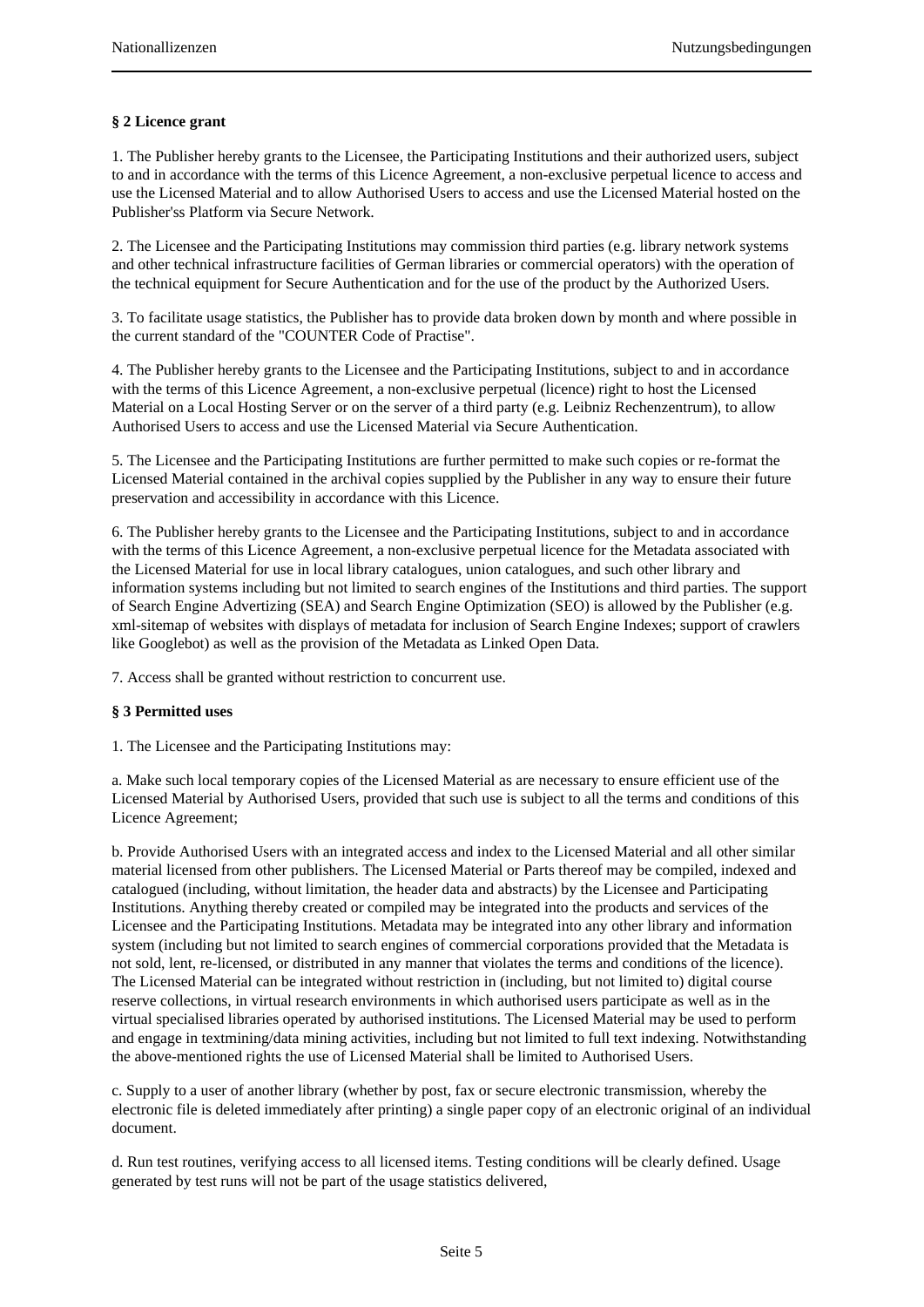**§ 2 Licence grant**

1. The Publisher hereby grants to the Licensee, the Participating Institutions and their authorized users, subject to and in accordance with the terms of this Licence Agreement, a non-exclusive perpetual licence to access and use the Licensed Material and to allow Authorised Users to access and use the Licensed Material hosted on the Publisher'ss Platform via Secure Network.

2. The Licensee and the Participating Institutions may commission third parties (e.g. library network systems and other technical infrastructure facilities of German libraries or commercial operators) with the operation of the technical equipment for Secure Authentication and for the use of the product by the Authorized Users.

3. To facilitate usage statistics, the Publisher has to provide data broken down by month and where possible in the current standard of the "COUNTER Code of Practise".

4. The Publisher hereby grants to the Licensee and the Participating Institutions, subject to and in accordance with the terms of this Licence Agreement, a non-exclusive perpetual (licence) right to host the Licensed Material on a Local Hosting Server or on the server of a third party (e.g. Leibniz Rechenzentrum), to allow Authorised Users to access and use the Licensed Material via Secure Authentication.

5. The Licensee and the Participating Institutions are further permitted to make such copies or re-format the Licensed Material contained in the archival copies supplied by the Publisher in any way to ensure their future preservation and accessibility in accordance with this Licence.

6. The Publisher hereby grants to the Licensee and the Participating Institutions, subject to and in accordance with the terms of this Licence Agreement, a non-exclusive perpetual licence for the Metadata associated with the Licensed Material for use in local library catalogues, union catalogues, and such other library and information systems including but not limited to search engines of the Institutions and third parties. The support of Search Engine Advertizing (SEA) and Search Engine Optimization (SEO) is allowed by the Publisher (e.g. xml-sitemap of websites with displays of metadata for inclusion of Search Engine Indexes; support of crawlers like Googlebot) as well as the provision of the Metadata as Linked Open Data.

7. Access shall be granted without restriction to concurrent use.

**§ 3 Permitted uses**

1. The Licensee and the Participating Institutions may:

a. Make such local temporary copies of the Licensed Material as are necessary to ensure efficient use of the Licensed Material by Authorised Users, provided that such use is subject to all the terms and conditions of this Licence Agreement;

b. Provide Authorised Users with an integrated access and index to the Licensed Material and all other similar material licensed from other publishers. The Licensed Material or Parts thereof may be compiled, indexed and catalogued (including, without limitation, the header data and abstracts) by the Licensee and Participating Institutions. Anything thereby created or compiled may be integrated into the products and services of the Licensee and the Participating Institutions. Metadata may be integrated into any other library and information system (including but not limited to search engines of commercial corporations provided that the Metadata is not sold, lent, re-licensed, or distributed in any manner that violates the terms and conditions of the licence). The Licensed Material can be integrated without restriction in (including, but not limited to) digital course reserve collections, in virtual research environments in which authorised users participate as well as in the virtual specialised libraries operated by authorised institutions. The Licensed Material may be used to perform and engage in textmining/data mining activities, including but not limited to full text indexing. Notwithstanding the above-mentioned rights the use of Licensed Material shall be limited to Authorised Users.

c. Supply to a user of another library (whether by post, fax or secure electronic transmission, whereby the electronic file is deleted immediately after printing) a single paper copy of an electronic original of an individual document.

d. Run test routines, verifying access to all licensed items. Testing conditions will be clearly defined. Usage generated by test runs will not be part of the usage statistics delivered,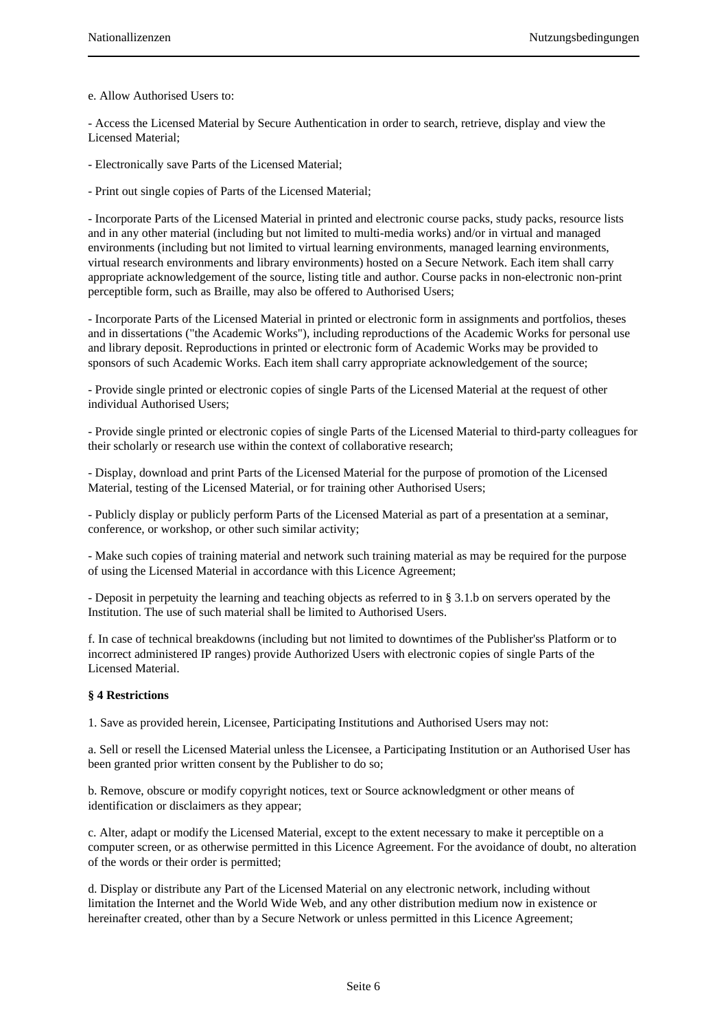e. Allow Authorised Users to:

- Access the Licensed Material by Secure Authentication in order to search, retrieve, display and view the Licensed Material;

- Electronically save Parts of the Licensed Material;

- Print out single copies of Parts of the Licensed Material;

- Incorporate Parts of the Licensed Material in printed and electronic course packs, study packs, resource lists and in any other material (including but not limited to multi-media works) and/or in virtual and managed environments (including but not limited to virtual learning environments, managed learning environments, virtual research environments and library environments) hosted on a Secure Network. Each item shall carry appropriate acknowledgement of the source, listing title and author. Course packs in non-electronic non-print perceptible form, such as Braille, may also be offered to Authorised Users;

- Incorporate Parts of the Licensed Material in printed or electronic form in assignments and portfolios, theses and in dissertations ("the Academic Works"), including reproductions of the Academic Works for personal use and library deposit. Reproductions in printed or electronic form of Academic Works may be provided to sponsors of such Academic Works. Each item shall carry appropriate acknowledgement of the source;

- Provide single printed or electronic copies of single Parts of the Licensed Material at the request of other individual Authorised Users;

- Provide single printed or electronic copies of single Parts of the Licensed Material to third-party colleagues for their scholarly or research use within the context of collaborative research;

- Display, download and print Parts of the Licensed Material for the purpose of promotion of the Licensed Material, testing of the Licensed Material, or for training other Authorised Users;

- Publicly display or publicly perform Parts of the Licensed Material as part of a presentation at a seminar, conference, or workshop, or other such similar activity;

- Make such copies of training material and network such training material as may be required for the purpose of using the Licensed Material in accordance with this Licence Agreement;

- Deposit in perpetuity the learning and teaching objects as referred to in § 3.1.b on servers operated by the Institution. The use of such material shall be limited to Authorised Users.

f. In case of technical breakdowns (including but not limited to downtimes of the Publisher'ss Platform or to incorrect administered IP ranges) provide Authorized Users with electronic copies of single Parts of the Licensed Material.

**§ 4 Restrictions**

1. Save as provided herein, Licensee, Participating Institutions and Authorised Users may not:

a. Sell or resell the Licensed Material unless the Licensee, a Participating Institution or an Authorised User has been granted prior written consent by the Publisher to do so;

b. Remove, obscure or modify copyright notices, text or Source acknowledgment or other means of identification or disclaimers as they appear;

c. Alter, adapt or modify the Licensed Material, except to the extent necessary to make it perceptible on a computer screen, or as otherwise permitted in this Licence Agreement. For the avoidance of doubt, no alteration of the words or their order is permitted;

d. Display or distribute any Part of the Licensed Material on any electronic network, including without limitation the Internet and the World Wide Web, and any other distribution medium now in existence or hereinafter created, other than by a Secure Network or unless permitted in this Licence Agreement;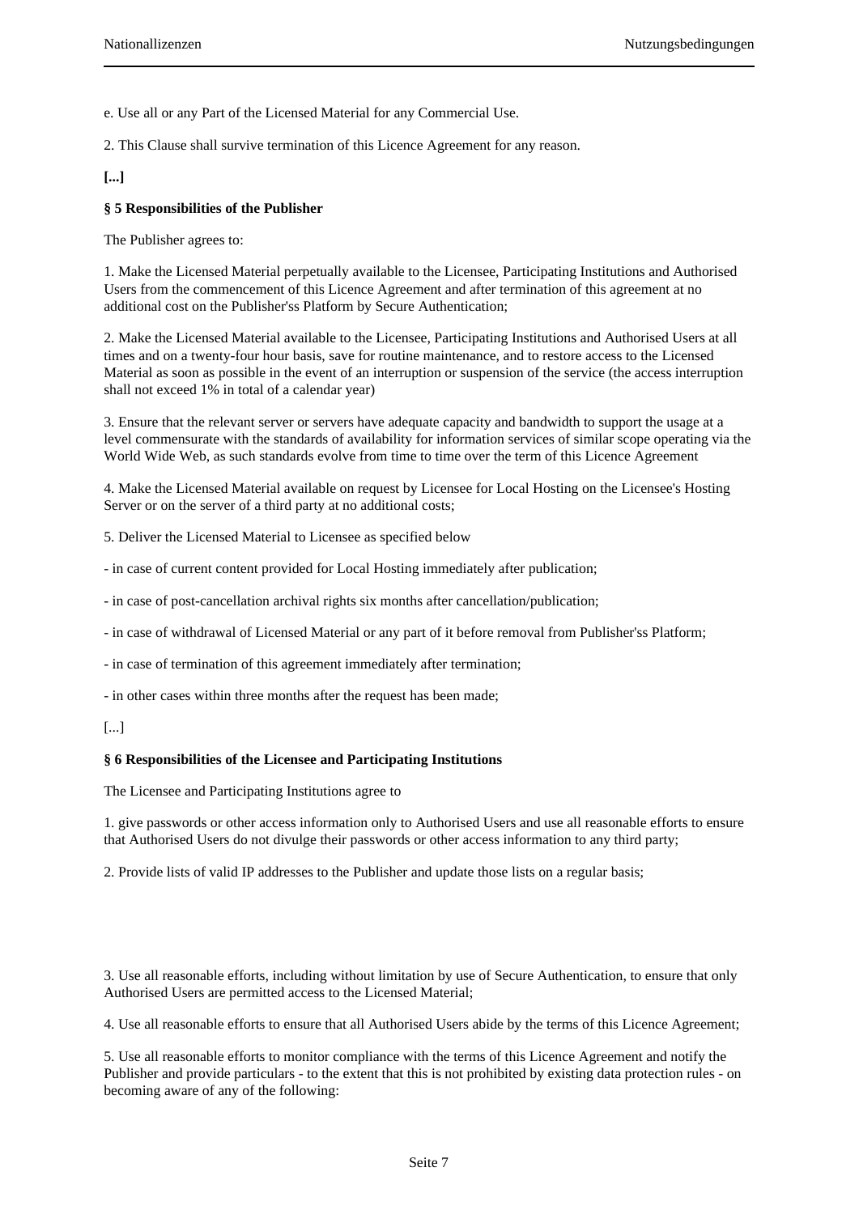e. Use all or any Part of the Licensed Material for any Commercial Use.

2. This Clause shall survive termination of this Licence Agreement for any reason.

**[...]**

**§ 5 Responsibilities of the Publisher**

The Publisher agrees to:

1. Make the Licensed Material perpetually available to the Licensee, Participating Institutions and Authorised Users from the commencement of this Licence Agreement and after termination of this agreement at no additional cost on the Publisher'ss Platform by Secure Authentication;

2. Make the Licensed Material available to the Licensee, Participating Institutions and Authorised Users at all times and on a twenty-four hour basis, save for routine maintenance, and to restore access to the Licensed Material as soon as possible in the event of an interruption or suspension of the service (the access interruption shall not exceed 1% in total of a calendar year)

3. Ensure that the relevant server or servers have adequate capacity and bandwidth to support the usage at a level commensurate with the standards of availability for information services of similar scope operating via the World Wide Web, as such standards evolve from time to time over the term of this Licence Agreement

4. Make the Licensed Material available on request by Licensee for Local Hosting on the Licensee's Hosting Server or on the server of a third party at no additional costs;

5. Deliver the Licensed Material to Licensee as specified below

- in case of current content provided for Local Hosting immediately after publication;

- in case of post-cancellation archival rights six months after cancellation/publication;

- in case of withdrawal of Licensed Material or any part of it before removal from Publisher'ss Platform;

- in case of termination of this agreement immediately after termination;

- in other cases within three months after the request has been made;

[...]

**§ 6 Responsibilities of the Licensee and Participating Institutions**

The Licensee and Participating Institutions agree to

1. give passwords or other access information only to Authorised Users and use all reasonable efforts to ensure that Authorised Users do not divulge their passwords or other access information to any third party;

2. Provide lists of valid IP addresses to the Publisher and update those lists on a regular basis;

3. Use all reasonable efforts, including without limitation by use of Secure Authentication, to ensure that only Authorised Users are permitted access to the Licensed Material;

4. Use all reasonable efforts to ensure that all Authorised Users abide by the terms of this Licence Agreement;

5. Use all reasonable efforts to monitor compliance with the terms of this Licence Agreement and notify the Publisher and provide particulars - to the extent that this is not prohibited by existing data protection rules - on becoming aware of any of the following: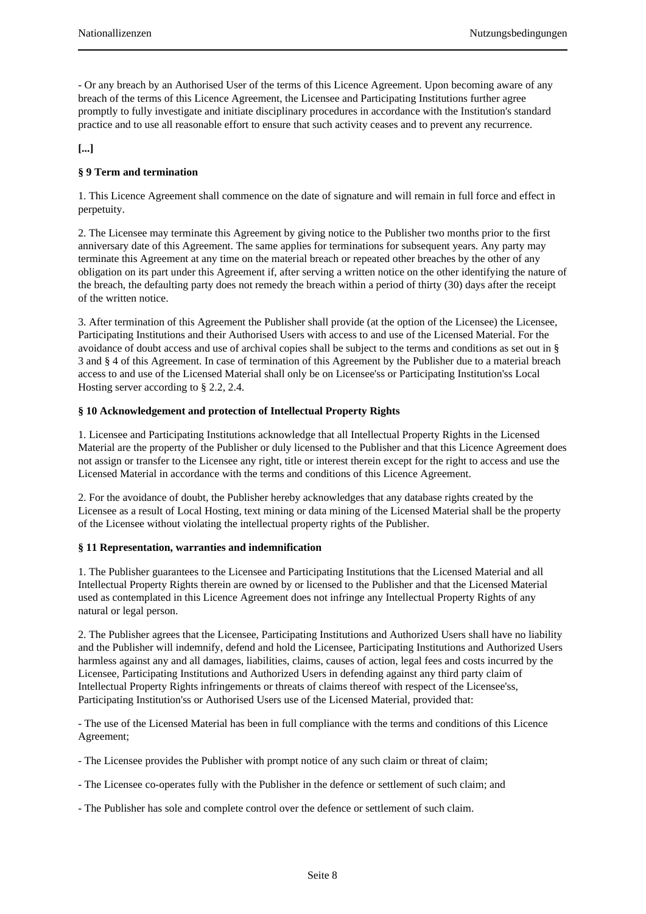- Or any breach by an Authorised User of the terms of this Licence Agreement. Upon becoming aware of any breach of the terms of this Licence Agreement, the Licensee and Participating Institutions further agree promptly to fully investigate and initiate disciplinary procedures in accordance with the Institution's standard practice and to use all reasonable effort to ensure that such activity ceases and to prevent any recurrence.

**[...]**

**§ 9 Term and termination**

1. This Licence Agreement shall commence on the date of signature and will remain in full force and effect in perpetuity.

2. The Licensee may terminate this Agreement by giving notice to the Publisher two months prior to the first anniversary date of this Agreement. The same applies for terminations for subsequent years. Any party may terminate this Agreement at any time on the material breach or repeated other breaches by the other of any obligation on its part under this Agreement if, after serving a written notice on the other identifying the nature of the breach, the defaulting party does not remedy the breach within a period of thirty (30) days after the receipt of the written notice.

3. After termination of this Agreement the Publisher shall provide (at the option of the Licensee) the Licensee, Participating Institutions and their Authorised Users with access to and use of the Licensed Material. For the avoidance of doubt access and use of archival copies shall be subject to the terms and conditions as set out in § 3 and § 4 of this Agreement. In case of termination of this Agreement by the Publisher due to a material breach access to and use of the Licensed Material shall only be on Licensee'ss or Participating Institution'ss Local Hosting server according to § 2.2, 2.4.

**§ 10 Acknowledgement and protection of Intellectual Property Rights**

1. Licensee and Participating Institutions acknowledge that all Intellectual Property Rights in the Licensed Material are the property of the Publisher or duly licensed to the Publisher and that this Licence Agreement does not assign or transfer to the Licensee any right, title or interest therein except for the right to access and use the Licensed Material in accordance with the terms and conditions of this Licence Agreement.

2. For the avoidance of doubt, the Publisher hereby acknowledges that any database rights created by the Licensee as a result of Local Hosting, text mining or data mining of the Licensed Material shall be the property of the Licensee without violating the intellectual property rights of the Publisher.

**§ 11 Representation, warranties and indemnification**

1. The Publisher guarantees to the Licensee and Participating Institutions that the Licensed Material and all Intellectual Property Rights therein are owned by or licensed to the Publisher and that the Licensed Material used as contemplated in this Licence Agreement does not infringe any Intellectual Property Rights of any natural or legal person.

2. The Publisher agrees that the Licensee, Participating Institutions and Authorized Users shall have no liability and the Publisher will indemnify, defend and hold the Licensee, Participating Institutions and Authorized Users harmless against any and all damages, liabilities, claims, causes of action, legal fees and costs incurred by the Licensee, Participating Institutions and Authorized Users in defending against any third party claim of Intellectual Property Rights infringements or threats of claims thereof with respect of the Licensee'ss, Participating Institution'ss or Authorised Users use of the Licensed Material, provided that:

- The use of the Licensed Material has been in full compliance with the terms and conditions of this Licence Agreement;

- The Licensee provides the Publisher with prompt notice of any such claim or threat of claim;

- The Licensee co-operates fully with the Publisher in the defence or settlement of such claim; and

- The Publisher has sole and complete control over the defence or settlement of such claim.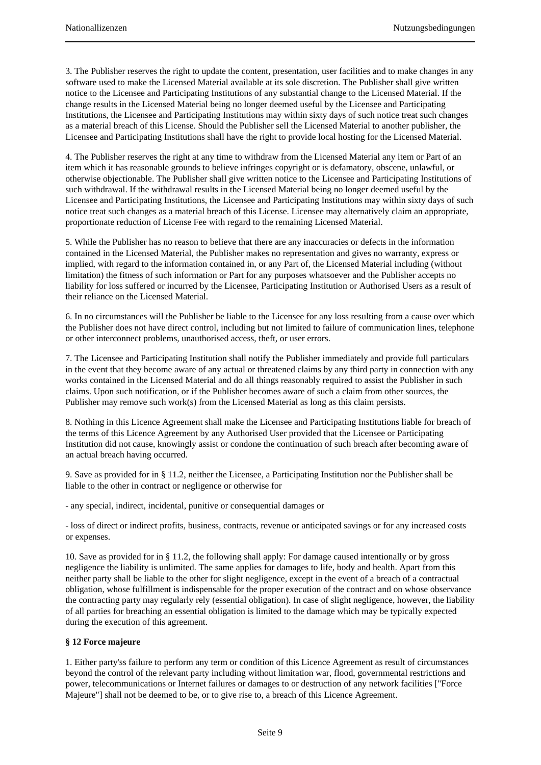3. The Publisher reserves the right to update the content, presentation, user facilities and to make changes in any software used to make the Licensed Material available at its sole discretion. The Publisher shall give written notice to the Licensee and Participating Institutions of any substantial change to the Licensed Material. If the change results in the Licensed Material being no longer deemed useful by the Licensee and Participating Institutions, the Licensee and Participating Institutions may within sixty days of such notice treat such changes as a material breach of this License. Should the Publisher sell the Licensed Material to another publisher, the Licensee and Participating Institutions shall have the right to provide local hosting for the Licensed Material.

4. The Publisher reserves the right at any time to withdraw from the Licensed Material any item or Part of an item which it has reasonable grounds to believe infringes copyright or is defamatory, obscene, unlawful, or otherwise objectionable. The Publisher shall give written notice to the Licensee and Participating Institutions of such withdrawal. If the withdrawal results in the Licensed Material being no longer deemed useful by the Licensee and Participating Institutions, the Licensee and Participating Institutions may within sixty days of such notice treat such changes as a material breach of this License. Licensee may alternatively claim an appropriate, proportionate reduction of License Fee with regard to the remaining Licensed Material.

5. While the Publisher has no reason to believe that there are any inaccuracies or defects in the information contained in the Licensed Material, the Publisher makes no representation and gives no warranty, express or implied, with regard to the information contained in, or any Part of, the Licensed Material including (without limitation) the fitness of such information or Part for any purposes whatsoever and the Publisher accepts no liability for loss suffered or incurred by the Licensee, Participating Institution or Authorised Users as a result of their reliance on the Licensed Material.

6. In no circumstances will the Publisher be liable to the Licensee for any loss resulting from a cause over which the Publisher does not have direct control, including but not limited to failure of communication lines, telephone or other interconnect problems, unauthorised access, theft, or user errors.

7. The Licensee and Participating Institution shall notify the Publisher immediately and provide full particulars in the event that they become aware of any actual or threatened claims by any third party in connection with any works contained in the Licensed Material and do all things reasonably required to assist the Publisher in such claims. Upon such notification, or if the Publisher becomes aware of such a claim from other sources, the Publisher may remove such work(s) from the Licensed Material as long as this claim persists.

8. Nothing in this Licence Agreement shall make the Licensee and Participating Institutions liable for breach of the terms of this Licence Agreement by any Authorised User provided that the Licensee or Participating Institution did not cause, knowingly assist or condone the continuation of such breach after becoming aware of an actual breach having occurred.

9. Save as provided for in § 11.2, neither the Licensee, a Participating Institution nor the Publisher shall be liable to the other in contract or negligence or otherwise for

- any special, indirect, incidental, punitive or consequential damages or

- loss of direct or indirect profits, business, contracts, revenue or anticipated savings or for any increased costs or expenses.

10. Save as provided for in § 11.2, the following shall apply: For damage caused intentionally or by gross negligence the liability is unlimited. The same applies for damages to life, body and health. Apart from this neither party shall be liable to the other for slight negligence, except in the event of a breach of a contractual obligation, whose fulfillment is indispensable for the proper execution of the contract and on whose observance the contracting party may regularly rely (essential obligation). In case of slight negligence, however, the liability of all parties for breaching an essential obligation is limited to the damage which may be typically expected during the execution of this agreement.

**§ 12 Force majeure**

1. Either party'ss failure to perform any term or condition of this Licence Agreement as result of circumstances beyond the control of the relevant party including without limitation war, flood, governmental restrictions and power, telecommunications or Internet failures or damages to or destruction of any network facilities ["Force Majeure"] shall not be deemed to be, or to give rise to, a breach of this Licence Agreement.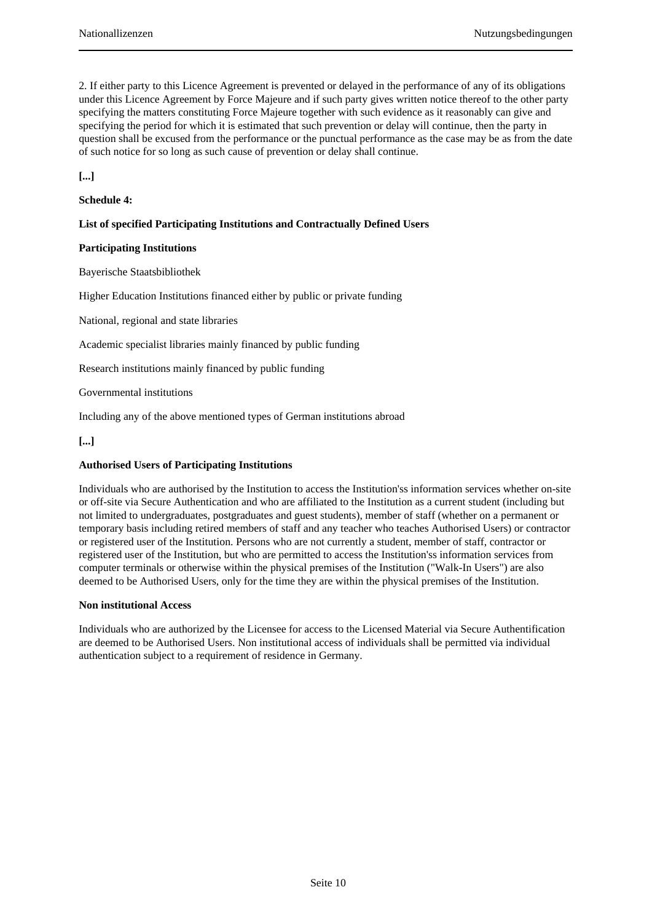2. If either party to this Licence Agreement is prevented or delayed in the performance of any of its obligations under this Licence Agreement by Force Majeure and if such party gives written notice thereof to the other party specifying the matters constituting Force Majeure together with such evidence as it reasonably can give and specifying the period for which it is estimated that such prevention or delay will continue, then the party in question shall be excused from the performance or the punctual performance as the case may be as from the date of such notice for so long as such cause of prevention or delay shall continue.

**[...]**

**Schedule 4:**

**List of specified Participating Institutions and Contractually Defined Users**

**Participating Institutions**

Bayerische Staatsbibliothek

Higher Education Institutions financed either by public or private funding

National, regional and state libraries

Academic specialist libraries mainly financed by public funding

Research institutions mainly financed by public funding

Governmental institutions

Including any of the above mentioned types of German institutions abroad

**[...]**

**Authorised Users of Participating Institutions**

Individuals who are authorised by the Institution to access the Institution'ss information services whether on-site or off-site via Secure Authentication and who are affiliated to the Institution as a current student (including but not limited to undergraduates, postgraduates and guest students), member of staff (whether on a permanent or temporary basis including retired members of staff and any teacher who teaches Authorised Users) or contractor or registered user of the Institution. Persons who are not currently a student, member of staff, contractor or registered user of the Institution, but who are permitted to access the Institution'ss information services from computer terminals or otherwise within the physical premises of the Institution ("Walk-In Users") are also deemed to be Authorised Users, only for the time they are within the physical premises of the Institution.

**Non institutional Access**

Individuals who are authorized by the Licensee for access to the Licensed Material via Secure Authentification are deemed to be Authorised Users. Non institutional access of individuals shall be permitted via individual authentication subject to a requirement of residence in Germany.